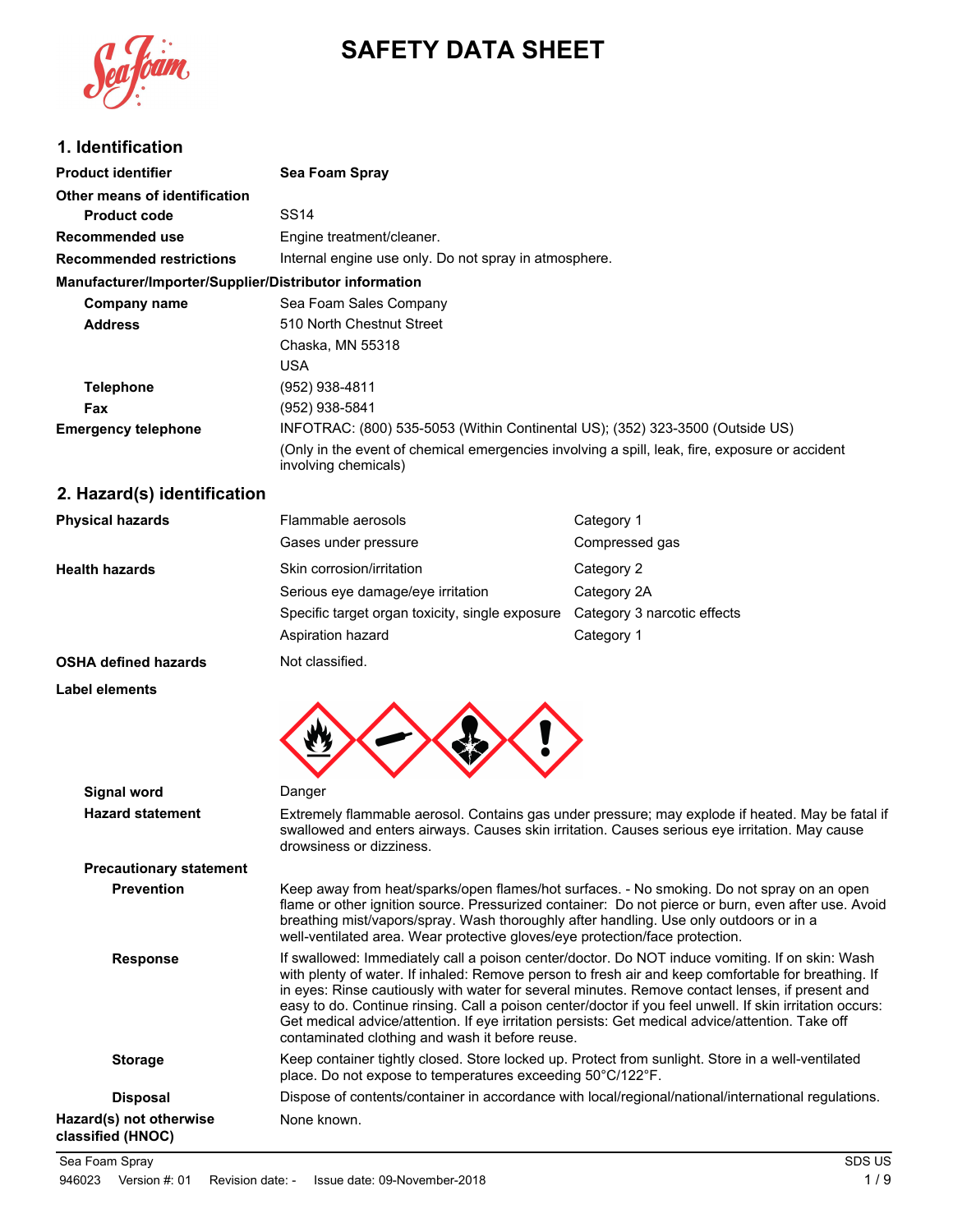# SAFETY DATA SHEET

## 1. Identification

**Product identifier** — **Sea Foam Spray**

**Other means of identification**

| | |
|---|---|
| **Product code** | SS14 |
| **Recommended use** | Engine treatment/cleaner. |
| **Recommended restrictions** | Internal engine use only. Do not spray in atmosphere. |

**Manufacturer/Importer/Supplier/Distributor information**

| | |
|---|---|
| **Company name** | Sea Foam Sales Company |
| **Address** | 510 North Chestnut Street<br>Chaska, MN 55318<br>USA |
| **Telephone** | (952) 938-4811 |
| **Fax** | (952) 938-5841 |
| **Emergency telephone** | INFOTRAC: (800) 535-5053 (Within Continental US); (352) 323-3500 (Outside US)<br>(Only in the event of chemical emergencies involving a spill, leak, fire, exposure or accident involving chemicals) |

## 2. Hazard(s) identification

| | | |
|---|---|---|
| **Physical hazards** | Flammable aerosols | Category 1 |
| | Gases under pressure | Compressed gas |
| **Health hazards** | Skin corrosion/irritation | Category 2 |
| | Serious eye damage/eye irritation | Category 2A |
| | Specific target organ toxicity, single exposure | Category 3 narcotic effects |
| | Aspiration hazard | Category 1 |
| **OSHA defined hazards** | Not classified. | |

**Label elements**

**Signal word**: Danger

**Hazard statement**: Extremely flammable aerosol. Contains gas under pressure; may explode if heated. May be fatal if swallowed and enters airways. Causes skin irritation. Causes serious eye irritation. May cause drowsiness or dizziness.

**Precautionary statement**

**Prevention**: Keep away from heat/sparks/open flames/hot surfaces. - No smoking. Do not spray on an open flame or other ignition source. Pressurized container: Do not pierce or burn, even after use. Avoid breathing mist/vapors/spray. Wash thoroughly after handling. Use only outdoors or in a well-ventilated area. Wear protective gloves/eye protection/face protection.

**Response**: If swallowed: Immediately call a poison center/doctor. Do NOT induce vomiting. If on skin: Wash with plenty of water. If inhaled: Remove person to fresh air and keep comfortable for breathing. If in eyes: Rinse cautiously with water for several minutes. Remove contact lenses, if present and easy to do. Continue rinsing. Call a poison center/doctor if you feel unwell. If skin irritation occurs: Get medical advice/attention. If eye irritation persists: Get medical advice/attention. Take off contaminated clothing and wash it before reuse.

**Storage**: Keep container tightly closed. Store locked up. Protect from sunlight. Store in a well-ventilated place. Do not expose to temperatures exceeding 50°C/122°F.

**Disposal**: Dispose of contents/container in accordance with local/regional/national/international regulations.

**Hazard(s) not otherwise classified (HNOC)**: None known.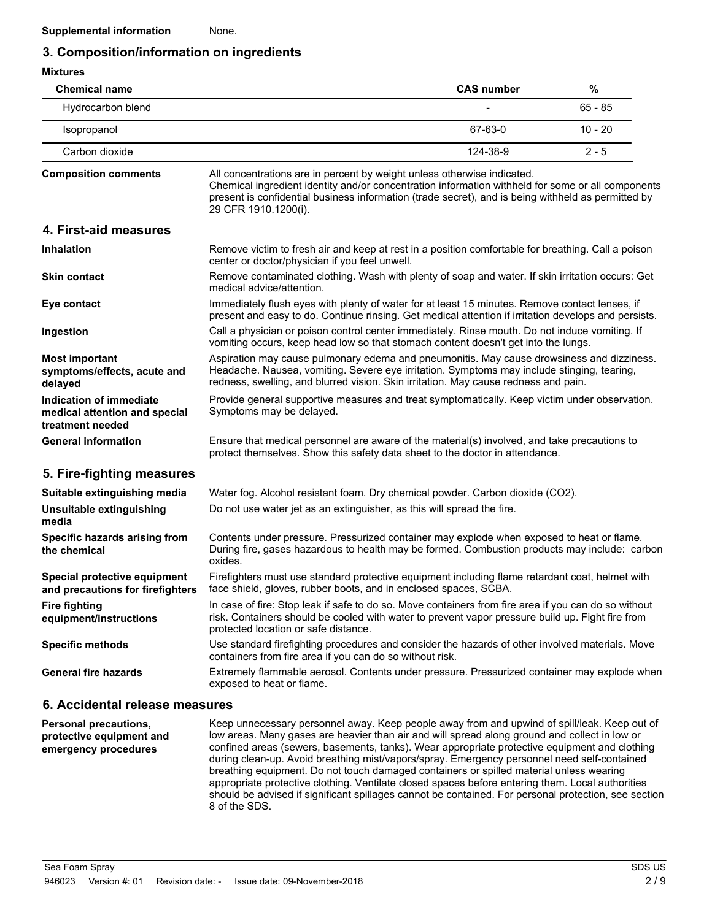**Supplemental information** None.

## 3. Composition/information on ingredients

**Mixtures**

| Chemical name | CAS number | % |
|---|---|---|
| Hydrocarbon blend | - | 65 - 85 |
| Isopropanol | 67-63-0 | 10 - 20 |
| Carbon dioxide | 124-38-9 | 2 - 5 |

**Composition comments** All concentrations are in percent by weight unless otherwise indicated. Chemical ingredient identity and/or concentration information withheld for some or all components present is confidential business information (trade secret), and is being withheld as permitted by 29 CFR 1910.1200(i).

## 4. First-aid measures

**Inhalation** Remove victim to fresh air and keep at rest in a position comfortable for breathing. Call a poison center or doctor/physician if you feel unwell.

**Skin contact** Remove contaminated clothing. Wash with plenty of soap and water. If skin irritation occurs: Get medical advice/attention.

**Eye contact** Immediately flush eyes with plenty of water for at least 15 minutes. Remove contact lenses, if present and easy to do. Continue rinsing. Get medical attention if irritation develops and persists.

**Ingestion** Call a physician or poison control center immediately. Rinse mouth. Do not induce vomiting. If vomiting occurs, keep head low so that stomach content doesn't get into the lungs.

**Most important symptoms/effects, acute and delayed** Aspiration may cause pulmonary edema and pneumonitis. May cause drowsiness and dizziness. Headache. Nausea, vomiting. Severe eye irritation. Symptoms may include stinging, tearing, redness, swelling, and blurred vision. Skin irritation. May cause redness and pain.

**Indication of immediate medical attention and special treatment needed** Provide general supportive measures and treat symptomatically. Keep victim under observation. Symptoms may be delayed.

**General information** Ensure that medical personnel are aware of the material(s) involved, and take precautions to protect themselves. Show this safety data sheet to the doctor in attendance.

## 5. Fire-fighting measures

**Suitable extinguishing media** Water fog. Alcohol resistant foam. Dry chemical powder. Carbon dioxide ($CO_2$).

**Unsuitable extinguishing media** Do not use water jet as an extinguisher, as this will spread the fire.

**Specific hazards arising from the chemical** Contents under pressure. Pressurized container may explode when exposed to heat or flame. During fire, gases hazardous to health may be formed. Combustion products may include: carbon oxides.

**Special protective equipment and precautions for firefighters** Firefighters must use standard protective equipment including flame retardant coat, helmet with face shield, gloves, rubber boots, and in enclosed spaces, SCBA.

**Fire fighting equipment/instructions** In case of fire: Stop leak if safe to do so. Move containers from fire area if you can do so without risk. Containers should be cooled with water to prevent vapor pressure build up. Fight fire from protected location or safe distance.

**Specific methods** Use standard firefighting procedures and consider the hazards of other involved materials. Move containers from fire area if you can do so without risk.

**General fire hazards** Extremely flammable aerosol. Contents under pressure. Pressurized container may explode when exposed to heat or flame.

## 6. Accidental release measures

**Personal precautions, protective equipment and emergency procedures** Keep unnecessary personnel away. Keep people away from and upwind of spill/leak. Keep out of low areas. Many gases are heavier than air and will spread along ground and collect in low or confined areas (sewers, basements, tanks). Wear appropriate protective equipment and clothing during clean-up. Avoid breathing mist/vapors/spray. Emergency personnel need self-contained breathing equipment. Do not touch damaged containers or spilled material unless wearing appropriate protective clothing. Ventilate closed spaces before entering them. Local authorities should be advised if significant spillages cannot be contained. For personal protection, see section 8 of the SDS.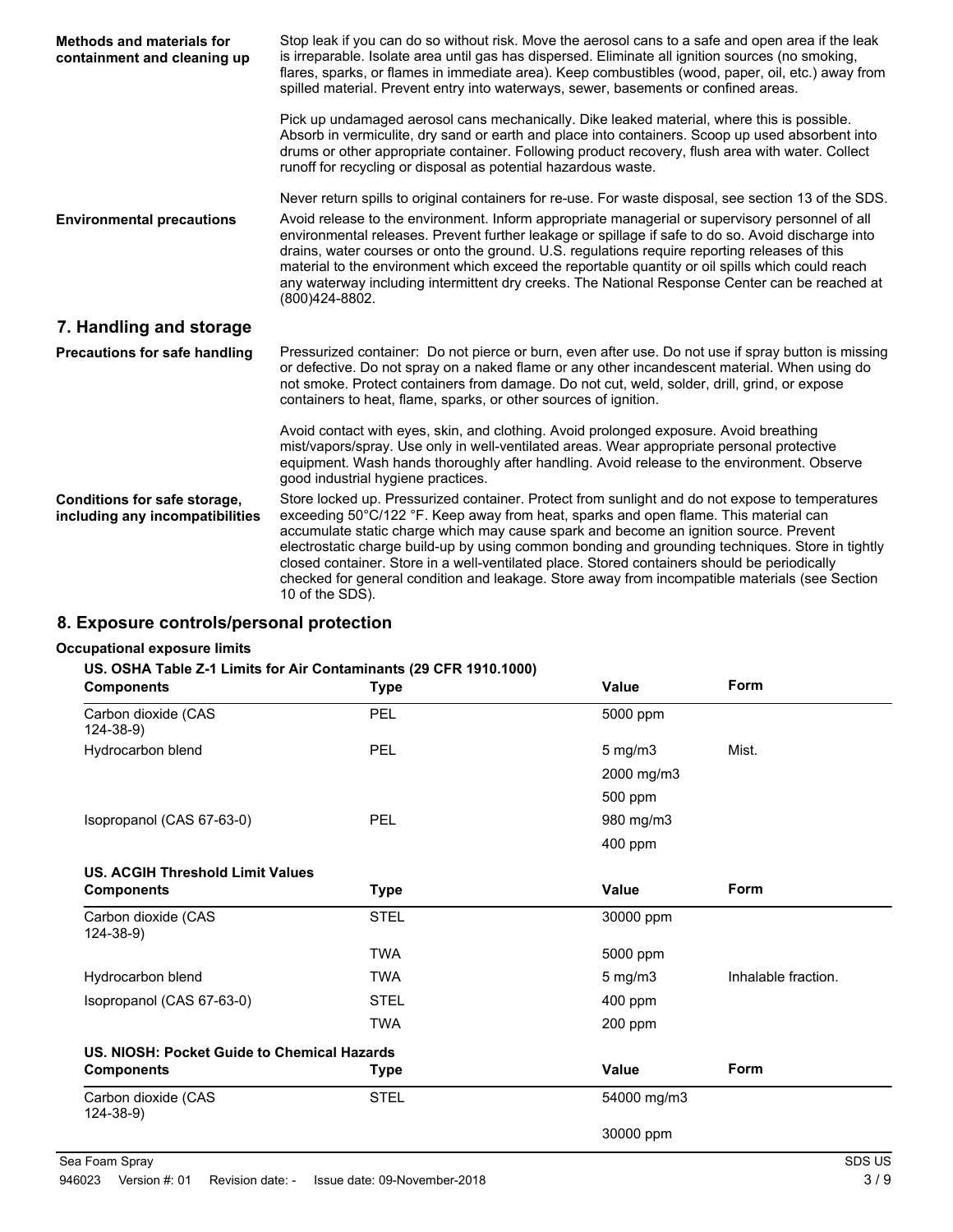**Methods and materials for containment and cleaning up**

Stop leak if you can do so without risk. Move the aerosol cans to a safe and open area if the leak is irreparable. Isolate area until gas has dispersed. Eliminate all ignition sources (no smoking, flares, sparks, or flames in immediate area). Keep combustibles (wood, paper, oil, etc.) away from spilled material. Prevent entry into waterways, sewer, basements or confined areas.

Pick up undamaged aerosol cans mechanically. Dike leaked material, where this is possible. Absorb in vermiculite, dry sand or earth and place into containers. Scoop up used absorbent into drums or other appropriate container. Following product recovery, flush area with water. Collect runoff for recycling or disposal as potential hazardous waste.

Never return spills to original containers for re-use. For waste disposal, see section 13 of the SDS.

**Environmental precautions**

Avoid release to the environment. Inform appropriate managerial or supervisory personnel of all environmental releases. Prevent further leakage or spillage if safe to do so. Avoid discharge into drains, water courses or onto the ground. U.S. regulations require reporting releases of this material to the environment which exceed the reportable quantity or oil spills which could reach any waterway including intermittent dry creeks. The National Response Center can be reached at (800)424-8802.

## 7. Handling and storage

**Precautions for safe handling**

Pressurized container: Do not pierce or burn, even after use. Do not use if spray button is missing or defective. Do not spray on a naked flame or any other incandescent material. When using do not smoke. Protect containers from damage. Do not cut, weld, solder, drill, grind, or expose containers to heat, flame, sparks, or other sources of ignition.

Avoid contact with eyes, skin, and clothing. Avoid prolonged exposure. Avoid breathing mist/vapors/spray. Use only in well-ventilated areas. Wear appropriate personal protective equipment. Wash hands thoroughly after handling. Avoid release to the environment. Observe good industrial hygiene practices.

**Conditions for safe storage, including any incompatibilities**

Store locked up. Pressurized container. Protect from sunlight and do not expose to temperatures exceeding 50°C/122 °F. Keep away from heat, sparks and open flame. This material can accumulate static charge which may cause spark and become an ignition source. Prevent electrostatic charge build-up by using common bonding and grounding techniques. Store in tightly closed container. Store in a well-ventilated place. Stored containers should be periodically checked for general condition and leakage. Store away from incompatible materials (see Section 10 of the SDS).

## 8. Exposure controls/personal protection

**Occupational exposure limits**

**US. OSHA Table Z-1 Limits for Air Contaminants (29 CFR 1910.1000)**

| Components | Type | Value | Form |
|---|---|---|---|
| Carbon dioxide (CAS 124-38-9) | PEL | 5000 ppm | |
| Hydrocarbon blend | PEL | 5 mg/m3 | Mist. |
| | | 2000 mg/m3 | |
| | | 500 ppm | |
| Isopropanol (CAS 67-63-0) | PEL | 980 mg/m3 | |
| | | 400 ppm | |

**US. ACGIH Threshold Limit Values**

| Components | Type | Value | Form |
|---|---|---|---|
| Carbon dioxide (CAS 124-38-9) | STEL | 30000 ppm | |
| | TWA | 5000 ppm | |
| Hydrocarbon blend | TWA | 5 mg/m3 | Inhalable fraction. |
| Isopropanol (CAS 67-63-0) | STEL | 400 ppm | |
| | TWA | 200 ppm | |

**US. NIOSH: Pocket Guide to Chemical Hazards**

| Components | Type | Value | Form |
|---|---|---|---|
| Carbon dioxide (CAS 124-38-9) | STEL | 54000 mg/m3 | |
| | | 30000 ppm | |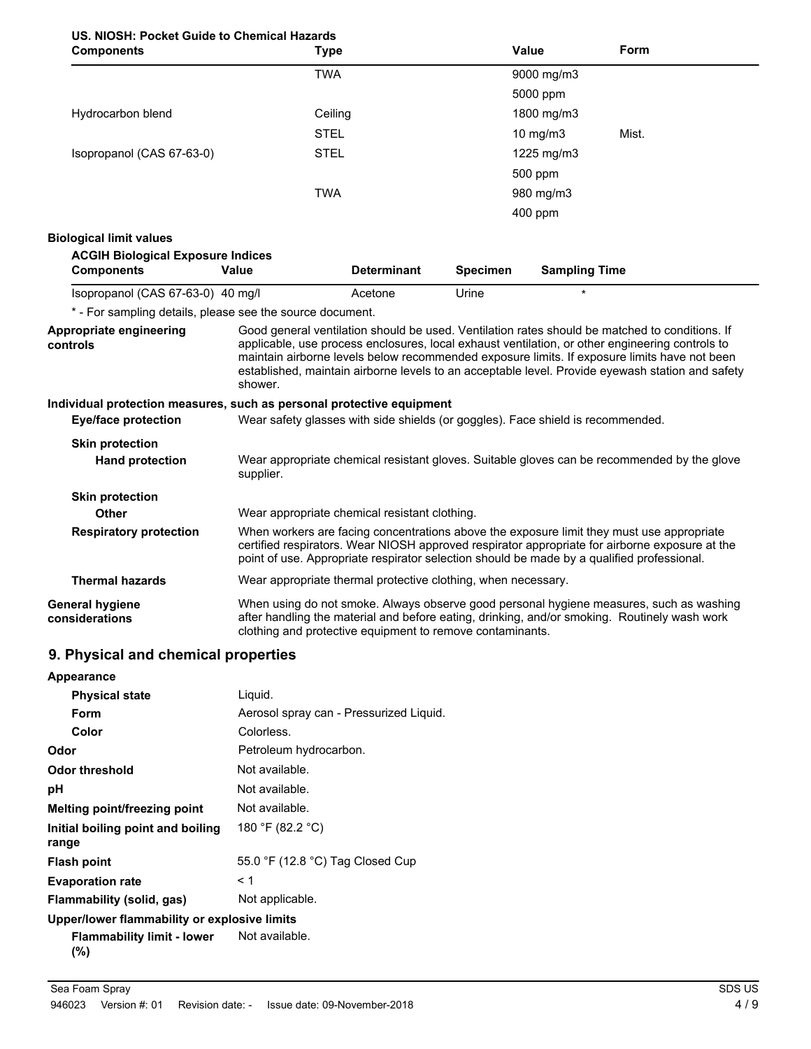**US. NIOSH: Pocket Guide to Chemical Hazards**

| Components | Type | Value | Form |
|---|---|---|---|
| | TWA | 9000 mg/m3 | |
| | | 5000 ppm | |
| Hydrocarbon blend | Ceiling | 1800 mg/m3 | |
| | STEL | 10 mg/m3 | Mist. |
| Isopropanol (CAS 67-63-0) | STEL | 1225 mg/m3 | |
| | | 500 ppm | |
| | TWA | 980 mg/m3 | |
| | | 400 ppm | |

**Biological limit values**

**ACGIH Biological Exposure Indices**

| Components | Value | Determinant | Specimen | Sampling Time |
|---|---|---|---|---|
| Isopropanol (CAS 67-63-0) | 40 mg/l | Acetone | Urine | * |

\* - For sampling details, please see the source document.

**Appropriate engineering controls** Good general ventilation should be used. Ventilation rates should be matched to conditions. If applicable, use process enclosures, local exhaust ventilation, or other engineering controls to maintain airborne levels below recommended exposure limits. If exposure limits have not been established, maintain airborne levels to an acceptable level. Provide eyewash station and safety shower.

**Individual protection measures, such as personal protective equipment**

**Eye/face protection** Wear safety glasses with side shields (or goggles). Face shield is recommended.

**Skin protection**

**Hand protection** Wear appropriate chemical resistant gloves. Suitable gloves can be recommended by the glove supplier.

**Skin protection**

**Other** Wear appropriate chemical resistant clothing.

**Respiratory protection** When workers are facing concentrations above the exposure limit they must use appropriate certified respirators. Wear NIOSH approved respirator appropriate for airborne exposure at the point of use. Appropriate respirator selection should be made by a qualified professional.

**Thermal hazards** Wear appropriate thermal protective clothing, when necessary.

**General hygiene considerations** When using do not smoke. Always observe good personal hygiene measures, such as washing after handling the material and before eating, drinking, and/or smoking. Routinely wash work clothing and protective equipment to remove contaminants.

## 9. Physical and chemical properties

**Appearance**

**Physical state** Liquid.

**Form** Aerosol spray can - Pressurized Liquid.

**Color** Colorless.

**Odor** Petroleum hydrocarbon.

**Odor threshold** Not available.

**pH** Not available.

**Melting point/freezing point** Not available.

**Initial boiling point and boiling range** 180 °F (82.2 °C)

**Flash point** 55.0 °F (12.8 °C) Tag Closed Cup

**Evaporation rate** < 1

**Flammability (solid, gas)** Not applicable.

**Upper/lower flammability or explosive limits**

**Flammability limit - lower (%)** Not available.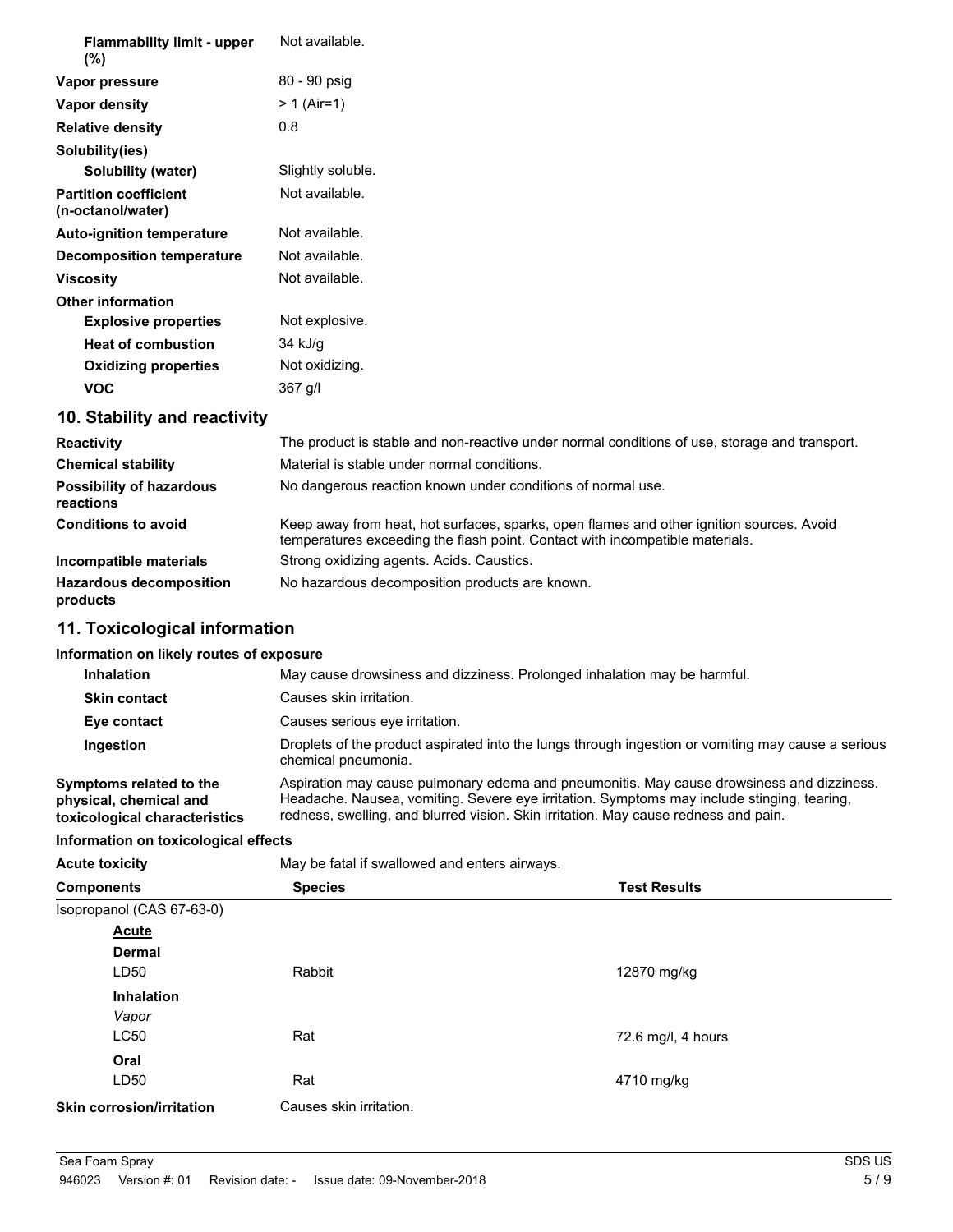| | |
|---|---|
| **Flammability limit - upper (%)** | Not available. |
| **Vapor pressure** | 80 - 90 psig |
| **Vapor density** | > 1 (Air=1) |
| **Relative density** | 0.8 |
| **Solubility(ies)** | |
| **Solubility (water)** | Slightly soluble. |
| **Partition coefficient (n-octanol/water)** | Not available. |
| **Auto-ignition temperature** | Not available. |
| **Decomposition temperature** | Not available. |
| **Viscosity** | Not available. |
| **Other information** | |
| **Explosive properties** | Not explosive. |
| **Heat of combustion** | 34 kJ/g |
| **Oxidizing properties** | Not oxidizing. |
| **VOC** | 367 g/l |

## 10. Stability and reactivity

| | |
|---|---|
| **Reactivity** | The product is stable and non-reactive under normal conditions of use, storage and transport. |
| **Chemical stability** | Material is stable under normal conditions. |
| **Possibility of hazardous reactions** | No dangerous reaction known under conditions of normal use. |
| **Conditions to avoid** | Keep away from heat, hot surfaces, sparks, open flames and other ignition sources. Avoid temperatures exceeding the flash point. Contact with incompatible materials. |
| **Incompatible materials** | Strong oxidizing agents. Acids. Caustics. |
| **Hazardous decomposition products** | No hazardous decomposition products are known. |

## 11. Toxicological information

**Information on likely routes of exposure**

| | |
|---|---|
| **Inhalation** | May cause drowsiness and dizziness. Prolonged inhalation may be harmful. |
| **Skin contact** | Causes skin irritation. |
| **Eye contact** | Causes serious eye irritation. |
| **Ingestion** | Droplets of the product aspirated into the lungs through ingestion or vomiting may cause a serious chemical pneumonia. |
| **Symptoms related to the physical, chemical and toxicological characteristics** | Aspiration may cause pulmonary edema and pneumonitis. May cause drowsiness and dizziness. Headache. Nausea, vomiting. Severe eye irritation. Symptoms may include stinging, tearing, redness, swelling, and blurred vision. Skin irritation. May cause redness and pain. |

**Information on toxicological effects**

**Acute toxicity** May be fatal if swallowed and enters airways.

| Components | Species | Test Results |
|---|---|---|
| Isopropanol (CAS 67-63-0) | | |
| **Acute** | | |
| **Dermal** | | |
| LD50 | Rabbit | 12870 mg/kg |
| **Inhalation** | | |
| *Vapor* | | |
| LC50 | Rat | 72.6 mg/l, 4 hours |
| **Oral** | | |
| LD50 | Rat | 4710 mg/kg |

**Skin corrosion/irritation** Causes skin irritation.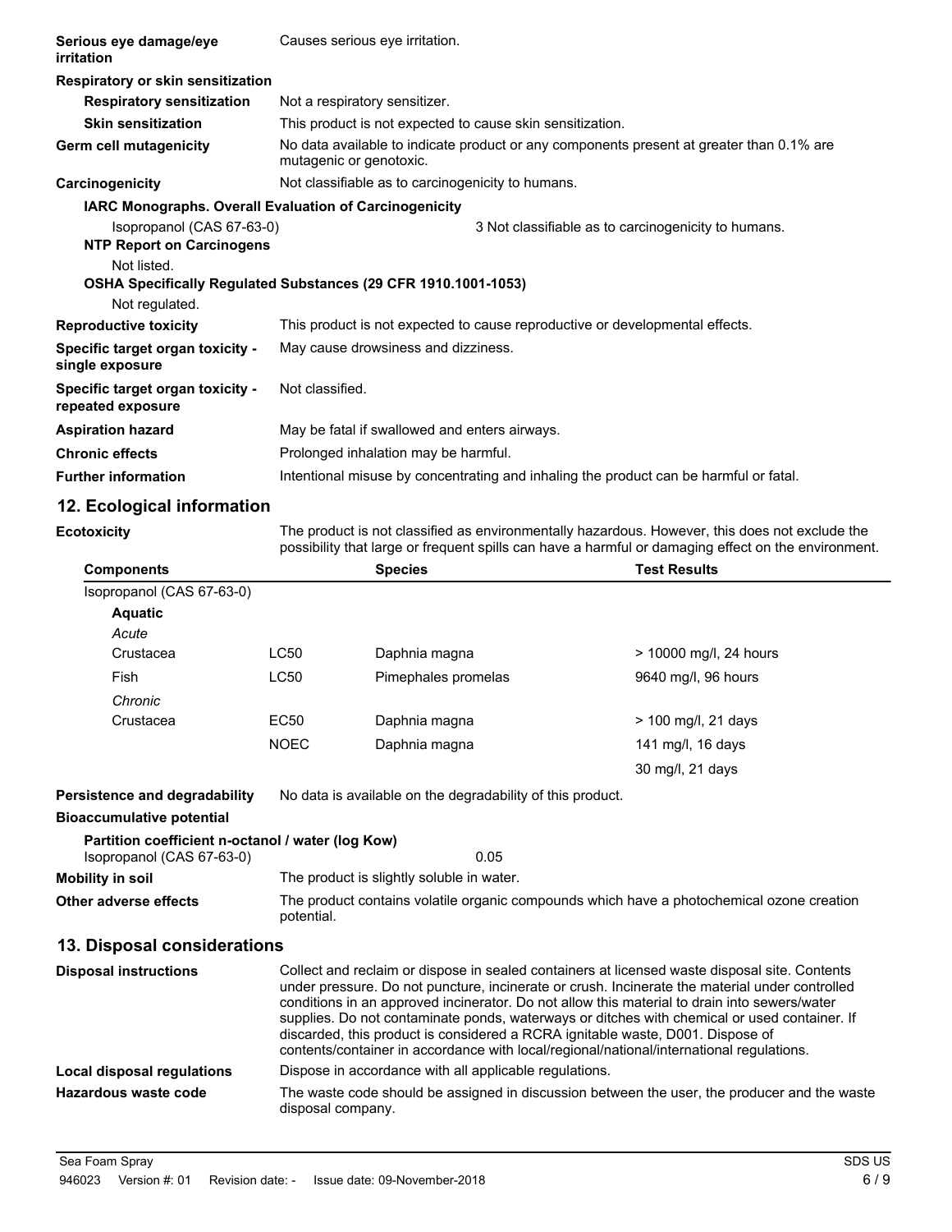| | |
|---|---|
| **Serious eye damage/eye irritation** | Causes serious eye irritation. |
| **Respiratory or skin sensitization** | |
| **Respiratory sensitization** | Not a respiratory sensitizer. |
| **Skin sensitization** | This product is not expected to cause skin sensitization. |
| **Germ cell mutagenicity** | No data available to indicate product or any components present at greater than 0.1% are mutagenic or genotoxic. |
| **Carcinogenicity** | Not classifiable as to carcinogenicity to humans. |

**IARC Monographs. Overall Evaluation of Carcinogenicity**

Isopropanol (CAS 67-63-0) — 3 Not classifiable as to carcinogenicity to humans.

**NTP Report on Carcinogens**

Not listed.

**OSHA Specifically Regulated Substances (29 CFR 1910.1001-1053)**

Not regulated.

| | |
|---|---|
| **Reproductive toxicity** | This product is not expected to cause reproductive or developmental effects. |
| **Specific target organ toxicity - single exposure** | May cause drowsiness and dizziness. |
| **Specific target organ toxicity - repeated exposure** | Not classified. |
| **Aspiration hazard** | May be fatal if swallowed and enters airways. |
| **Chronic effects** | Prolonged inhalation may be harmful. |
| **Further information** | Intentional misuse by concentrating and inhaling the product can be harmful or fatal. |

## 12. Ecological information

**Ecotoxicity** The product is not classified as environmentally hazardous. However, this does not exclude the possibility that large or frequent spills can have a harmful or damaging effect on the environment.

| Components | | Species | Test Results |
|---|---|---|---|
| Isopropanol (CAS 67-63-0) | | | |
| **Aquatic** | | | |
| *Acute* | | | |
| Crustacea | LC50 | Daphnia magna | > 10000 mg/l, 24 hours |
| Fish | LC50 | Pimephales promelas | 9640 mg/l, 96 hours |
| *Chronic* | | | |
| Crustacea | EC50 | Daphnia magna | > 100 mg/l, 21 days |
| | NOEC | Daphnia magna | 141 mg/l, 16 days |
| | | | 30 mg/l, 21 days |

| | |
|---|---|
| **Persistence and degradability** | No data is available on the degradability of this product. |
| **Bioaccumulative potential** | |

**Partition coefficient n-octanol / water (log Kow)**

Isopropanol (CAS 67-63-0) 0.05

| | |
|---|---|
| **Mobility in soil** | The product is slightly soluble in water. |
| **Other adverse effects** | The product contains volatile organic compounds which have a photochemical ozone creation potential. |

## 13. Disposal considerations

| | |
|---|---|
| **Disposal instructions** | Collect and reclaim or dispose in sealed containers at licensed waste disposal site. Contents under pressure. Do not puncture, incinerate or crush. Incinerate the material under controlled conditions in an approved incinerator. Do not allow this material to drain into sewers/water supplies. Do not contaminate ponds, waterways or ditches with chemical or used container. If discarded, this product is considered a RCRA ignitable waste, D001. Dispose of contents/container in accordance with local/regional/national/international regulations. |
| **Local disposal regulations** | Dispose in accordance with all applicable regulations. |
| **Hazardous waste code** | The waste code should be assigned in discussion between the user, the producer and the waste disposal company. |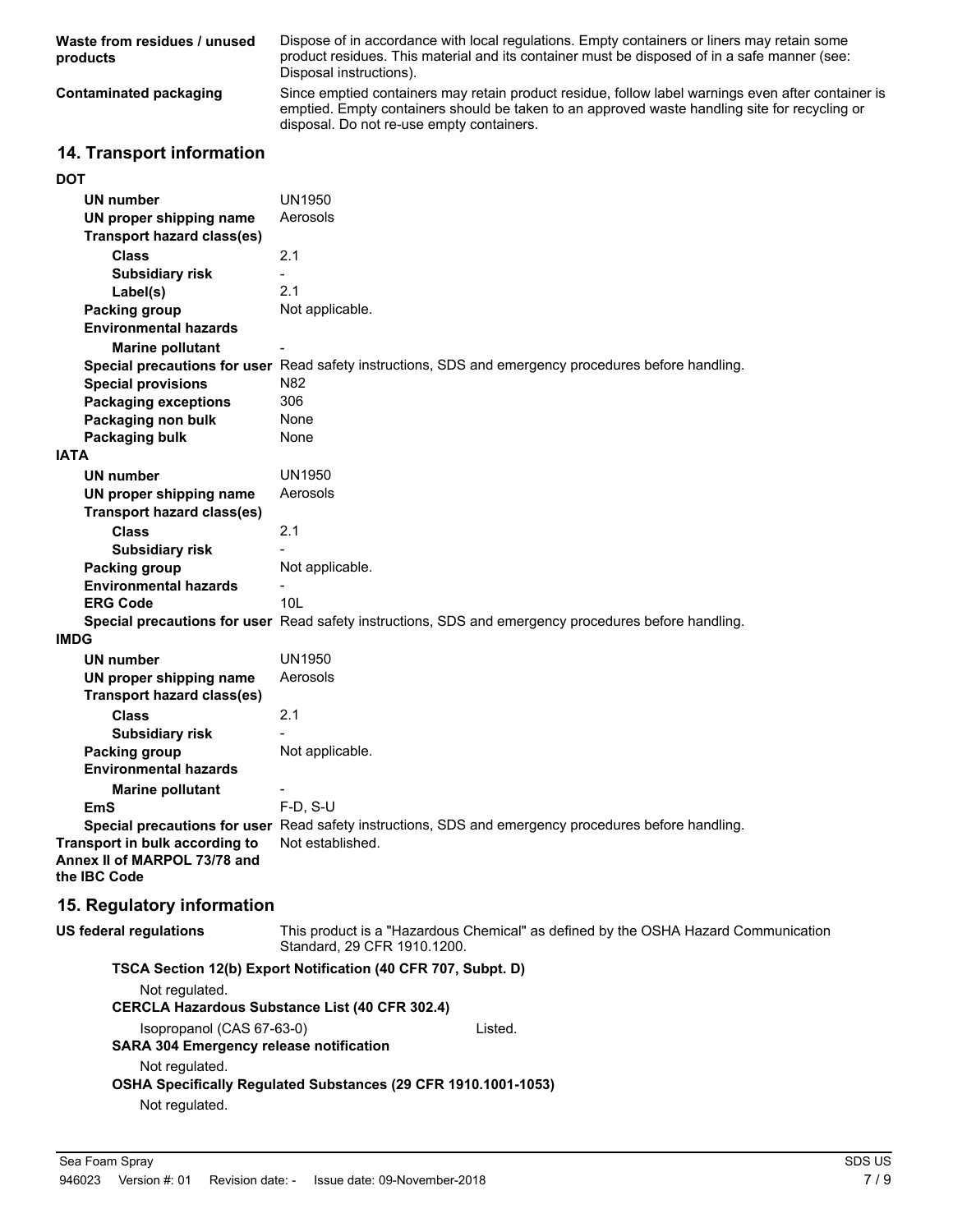| | |
|---|---|
| **Waste from residues / unused products** | Dispose of in accordance with local regulations. Empty containers or liners may retain some product residues. This material and its container must be disposed of in a safe manner (see: Disposal instructions). |
| **Contaminated packaging** | Since emptied containers may retain product residue, follow label warnings even after container is emptied. Empty containers should be taken to an approved waste handling site for recycling or disposal. Do not re-use empty containers. |

## 14. Transport information

**DOT**

| | |
|---|---|
| **UN number** | UN1950 |
| **UN proper shipping name** | Aerosols |
| **Transport hazard class(es)** | |
| **Class** | 2.1 |
| **Subsidiary risk** | - |
| **Label(s)** | 2.1 |
| **Packing group** | Not applicable. |
| **Environmental hazards** | |
| **Marine pollutant** | - |
| **Special precautions for user** | Read safety instructions, SDS and emergency procedures before handling. |
| **Special provisions** | N82 |
| **Packaging exceptions** | 306 |
| **Packaging non bulk** | None |
| **Packaging bulk** | None |

**IATA**

| | |
|---|---|
| **UN number** | UN1950 |
| **UN proper shipping name** | Aerosols |
| **Transport hazard class(es)** | |
| **Class** | 2.1 |
| **Subsidiary risk** | - |
| **Packing group** | Not applicable. |
| **Environmental hazards** | - |
| **ERG Code** | 10L |
| **Special precautions for user** | Read safety instructions, SDS and emergency procedures before handling. |

**IMDG**

| | |
|---|---|
| **UN number** | UN1950 |
| **UN proper shipping name** | Aerosols |
| **Transport hazard class(es)** | |
| **Class** | 2.1 |
| **Subsidiary risk** | - |
| **Packing group** | Not applicable. |
| **Environmental hazards** | |
| **Marine pollutant** | - |
| **EmS** | F-D, S-U |
| **Special precautions for user** | Read safety instructions, SDS and emergency procedures before handling. |

| | |
|---|---|
| **Transport in bulk according to Annex II of MARPOL 73/78 and the IBC Code** | Not established. |

## 15. Regulatory information

**US federal regulations** This product is a "Hazardous Chemical" as defined by the OSHA Hazard Communication Standard, 29 CFR 1910.1200.

**TSCA Section 12(b) Export Notification (40 CFR 707, Subpt. D)**

Not regulated.

**CERCLA Hazardous Substance List (40 CFR 302.4)**

| | |
|---|---|
| Isopropanol (CAS 67-63-0) | Listed. |

**SARA 304 Emergency release notification**

Not regulated.

**OSHA Specifically Regulated Substances (29 CFR 1910.1001-1053)**

Not regulated.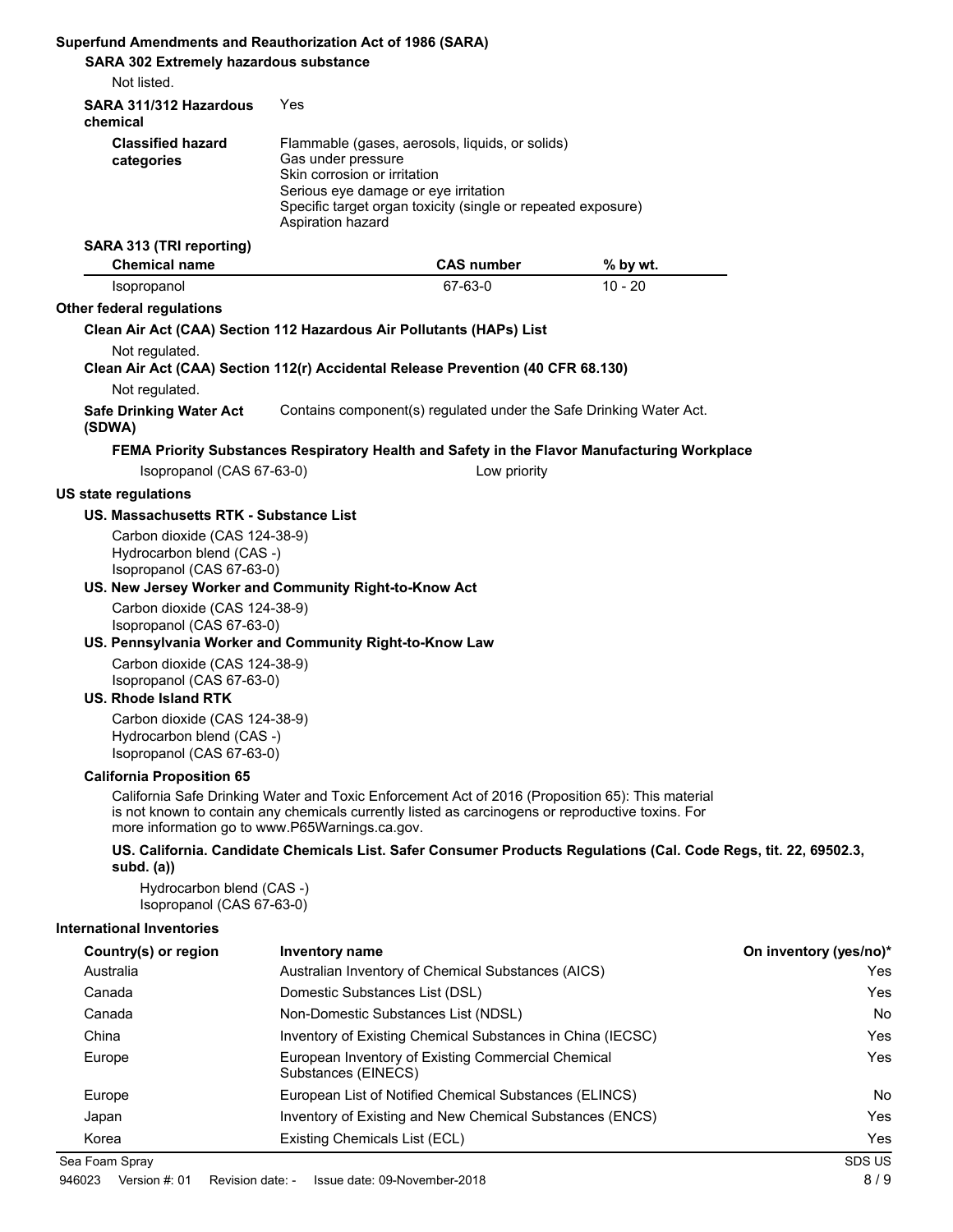**Superfund Amendments and Reauthorization Act of 1986 (SARA)**

**SARA 302 Extremely hazardous substance**

Not listed.

**SARA 311/312 Hazardous chemical** Yes

**Classified hazard categories**
Flammable (gases, aerosols, liquids, or solids)
Gas under pressure
Skin corrosion or irritation
Serious eye damage or eye irritation
Specific target organ toxicity (single or repeated exposure)
Aspiration hazard

**SARA 313 (TRI reporting)**

| Chemical name | CAS number | % by wt. |
|---|---|---|
| Isopropanol | 67-63-0 | 10 - 20 |

**Other federal regulations**

**Clean Air Act (CAA) Section 112 Hazardous Air Pollutants (HAPs) List**

Not regulated.

**Clean Air Act (CAA) Section 112(r) Accidental Release Prevention (40 CFR 68.130)**

Not regulated.

**Safe Drinking Water Act (SDWA)** Contains component(s) regulated under the Safe Drinking Water Act.

**FEMA Priority Substances Respiratory Health and Safety in the Flavor Manufacturing Workplace**

Isopropanol (CAS 67-63-0) Low priority

**US state regulations**

**US. Massachusetts RTK - Substance List**

Carbon dioxide (CAS 124-38-9)
Hydrocarbon blend (CAS -)
Isopropanol (CAS 67-63-0)

**US. New Jersey Worker and Community Right-to-Know Act**

Carbon dioxide (CAS 124-38-9)
Isopropanol (CAS 67-63-0)

**US. Pennsylvania Worker and Community Right-to-Know Law**

Carbon dioxide (CAS 124-38-9)
Isopropanol (CAS 67-63-0)

**US. Rhode Island RTK**

Carbon dioxide (CAS 124-38-9)
Hydrocarbon blend (CAS -)
Isopropanol (CAS 67-63-0)

**California Proposition 65**

California Safe Drinking Water and Toxic Enforcement Act of 2016 (Proposition 65): This material is not known to contain any chemicals currently listed as carcinogens or reproductive toxins. For more information go to www.P65Warnings.ca.gov.

**US. California. Candidate Chemicals List. Safer Consumer Products Regulations (Cal. Code Regs, tit. 22, 69502.3, subd. (a))**

Hydrocarbon blend (CAS -)
Isopropanol (CAS 67-63-0)

**International Inventories**

| Country(s) or region | Inventory name | On inventory (yes/no)* |
|---|---|---|
| Australia | Australian Inventory of Chemical Substances (AICS) | Yes |
| Canada | Domestic Substances List (DSL) | Yes |
| Canada | Non-Domestic Substances List (NDSL) | No |
| China | Inventory of Existing Chemical Substances in China (IECSC) | Yes |
| Europe | European Inventory of Existing Commercial Chemical Substances (EINECS) | Yes |
| Europe | European List of Notified Chemical Substances (ELINCS) | No |
| Japan | Inventory of Existing and New Chemical Substances (ENCS) | Yes |
| Korea | Existing Chemicals List (ECL) | Yes |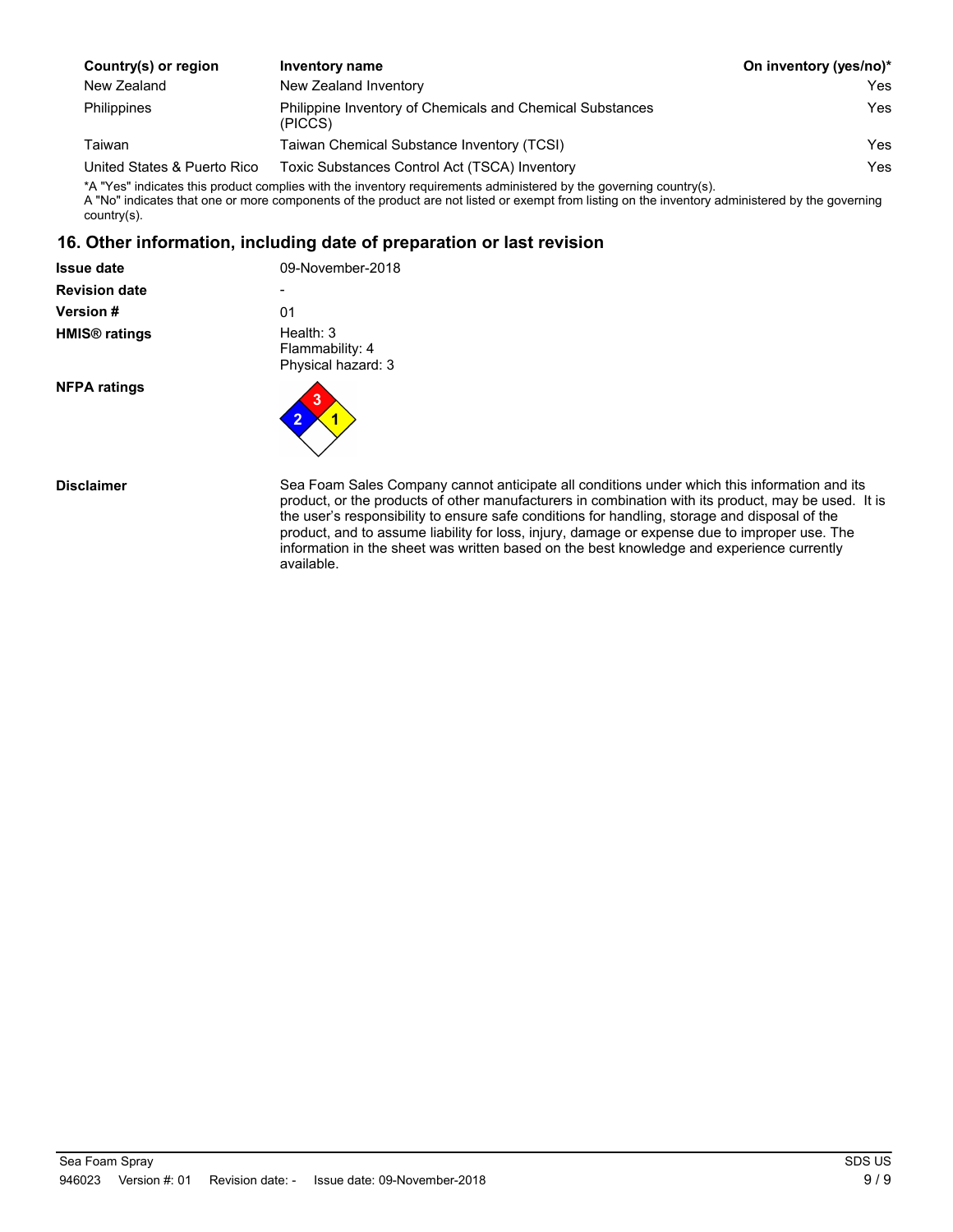| Country(s) or region | Inventory name | On inventory (yes/no)* |
|---|---|---|
| New Zealand | New Zealand Inventory | Yes |
| Philippines | Philippine Inventory of Chemicals and Chemical Substances (PICCS) | Yes |
| Taiwan | Taiwan Chemical Substance Inventory (TCSI) | Yes |
| United States & Puerto Rico | Toxic Substances Control Act (TSCA) Inventory | Yes |

*A "Yes" indicates this product complies with the inventory requirements administered by the governing country(s).
A "No" indicates that one or more components of the product are not listed or exempt from listing on the inventory administered by the governing country(s).

## 16. Other information, including date of preparation or last revision

**Issue date** 09-November-2018

**Revision date** -

**Version #** 01

**HMIS® ratings**
Health: 3
Flammability: 4
Physical hazard: 3

**NFPA ratings**
3
2
1

**Disclaimer** Sea Foam Sales Company cannot anticipate all conditions under which this information and its product, or the products of other manufacturers in combination with its product, may be used. It is the user's responsibility to ensure safe conditions for handling, storage and disposal of the product, and to assume liability for loss, injury, damage or expense due to improper use. The information in the sheet was written based on the best knowledge and experience currently available.